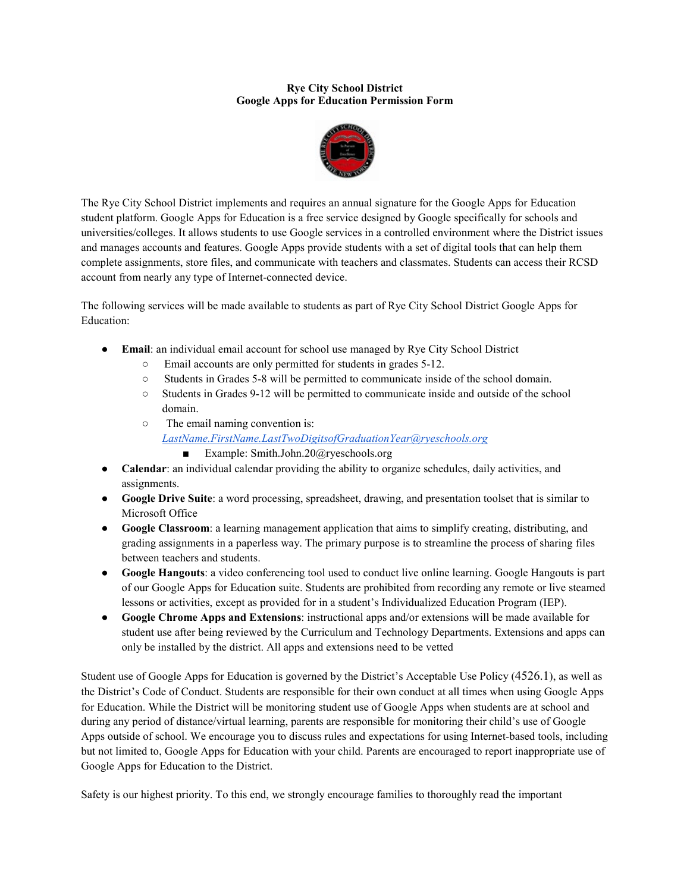**Rye City School District**
**Google Apps for Education Permission Form**

The Rye City School District implements and requires an annual signature for the Google Apps for Education student platform. Google Apps for Education is a free service designed by Google specifically for schools and universities/colleges. It allows students to use Google services in a controlled environment where the District issues and manages accounts and features. Google Apps provide students with a set of digital tools that can help them complete assignments, store files, and communicate with teachers and classmates. Students can access their RCSD account from nearly any type of Internet-connected device.

The following services will be made available to students as part of Rye City School District Google Apps for Education:

- **Email**: an individual email account for school use managed by Rye City School District
  - Email accounts are only permitted for students in grades 5-12.
  - Students in Grades 5-8 will be permitted to communicate inside of the school domain.
  - Students in Grades 9-12 will be permitted to communicate inside and outside of the school domain.
  - The email naming convention is: *LastName.FirstName.LastTwoDigitsofGraduationYear@ryeschools.org*
    - Example: Smith.John.20@ryeschools.org
- **Calendar**: an individual calendar providing the ability to organize schedules, daily activities, and assignments.
- **Google Drive Suite**: a word processing, spreadsheet, drawing, and presentation toolset that is similar to Microsoft Office
- **Google Classroom**: a learning management application that aims to simplify creating, distributing, and grading assignments in a paperless way. The primary purpose is to streamline the process of sharing files between teachers and students.
- **Google Hangouts**: a video conferencing tool used to conduct live online learning. Google Hangouts is part of our Google Apps for Education suite. Students are prohibited from recording any remote or live steamed lessons or activities, except as provided for in a student's Individualized Education Program (IEP).
- **Google Chrome Apps and Extensions**: instructional apps and/or extensions will be made available for student use after being reviewed by the Curriculum and Technology Departments. Extensions and apps can only be installed by the district. All apps and extensions need to be vetted

Student use of Google Apps for Education is governed by the District's Acceptable Use Policy (4526.1), as well as the District's Code of Conduct. Students are responsible for their own conduct at all times when using Google Apps for Education. While the District will be monitoring student use of Google Apps when students are at school and during any period of distance/virtual learning, parents are responsible for monitoring their child's use of Google Apps outside of school. We encourage you to discuss rules and expectations for using Internet-based tools, including but not limited to, Google Apps for Education with your child. Parents are encouraged to report inappropriate use of Google Apps for Education to the District.

Safety is our highest priority. To this end, we strongly encourage families to thoroughly read the important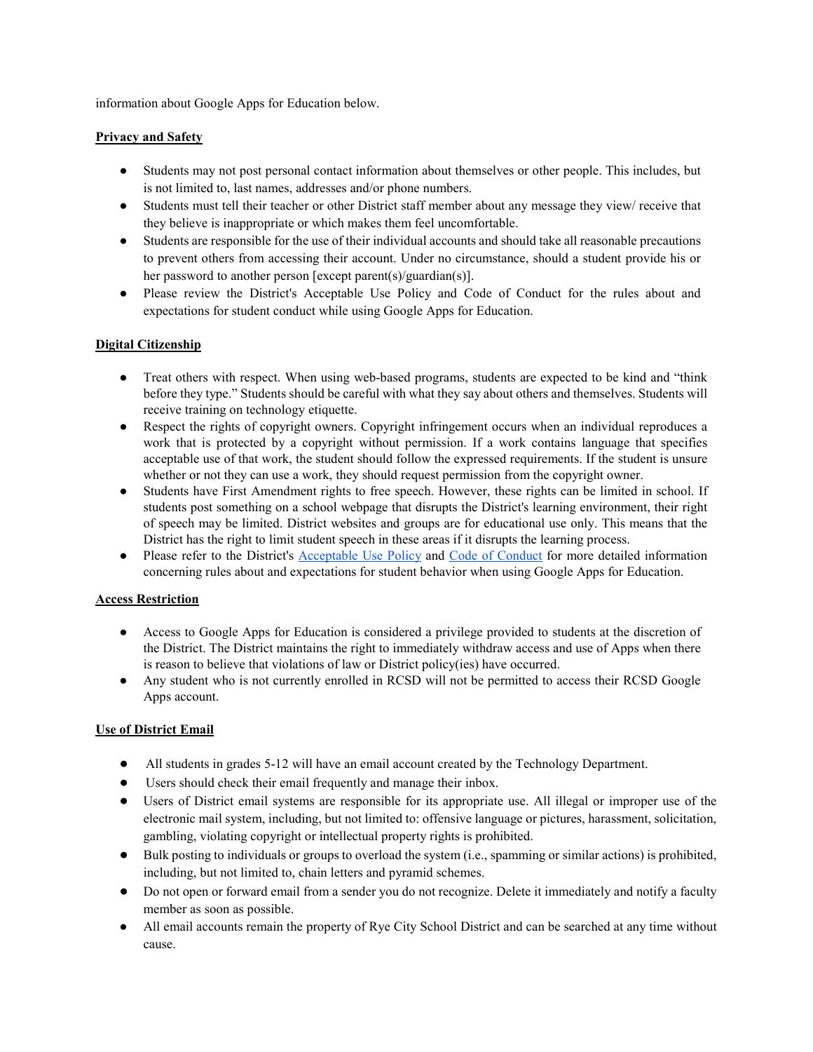information about Google Apps for Education below.

**Privacy and Safety**

- Students may not post personal contact information about themselves or other people. This includes, but is not limited to, last names, addresses and/or phone numbers.
- Students must tell their teacher or other District staff member about any message they view/ receive that they believe is inappropriate or which makes them feel uncomfortable.
- Students are responsible for the use of their individual accounts and should take all reasonable precautions to prevent others from accessing their account. Under no circumstance, should a student provide his or her password to another person [except parent(s)/guardian(s)].
- Please review the District's Acceptable Use Policy and Code of Conduct for the rules about and expectations for student conduct while using Google Apps for Education.

**Digital Citizenship**

- Treat others with respect. When using web-based programs, students are expected to be kind and "think before they type." Students should be careful with what they say about others and themselves. Students will receive training on technology etiquette.
- Respect the rights of copyright owners. Copyright infringement occurs when an individual reproduces a work that is protected by a copyright without permission. If a work contains language that specifies acceptable use of that work, the student should follow the expressed requirements. If the student is unsure whether or not they can use a work, they should request permission from the copyright owner.
- Students have First Amendment rights to free speech. However, these rights can be limited in school. If students post something on a school webpage that disrupts the District's learning environment, their right of speech may be limited. District websites and groups are for educational use only. This means that the District has the right to limit student speech in these areas if it disrupts the learning process.
- Please refer to the District's Acceptable Use Policy and Code of Conduct for more detailed information concerning rules about and expectations for student behavior when using Google Apps for Education.

**Access Restriction**

- Access to Google Apps for Education is considered a privilege provided to students at the discretion of the District. The District maintains the right to immediately withdraw access and use of Apps when there is reason to believe that violations of law or District policy(ies) have occurred.
- Any student who is not currently enrolled in RCSD will not be permitted to access their RCSD Google Apps account.

**Use of District Email**

- All students in grades 5-12 will have an email account created by the Technology Department.
- Users should check their email frequently and manage their inbox.
- Users of District email systems are responsible for its appropriate use. All illegal or improper use of the electronic mail system, including, but not limited to: offensive language or pictures, harassment, solicitation, gambling, violating copyright or intellectual property rights is prohibited.
- Bulk posting to individuals or groups to overload the system (i.e., spamming or similar actions) is prohibited, including, but not limited to, chain letters and pyramid schemes.
- Do not open or forward email from a sender you do not recognize. Delete it immediately and notify a faculty member as soon as possible.
- All email accounts remain the property of Rye City School District and can be searched at any time without cause.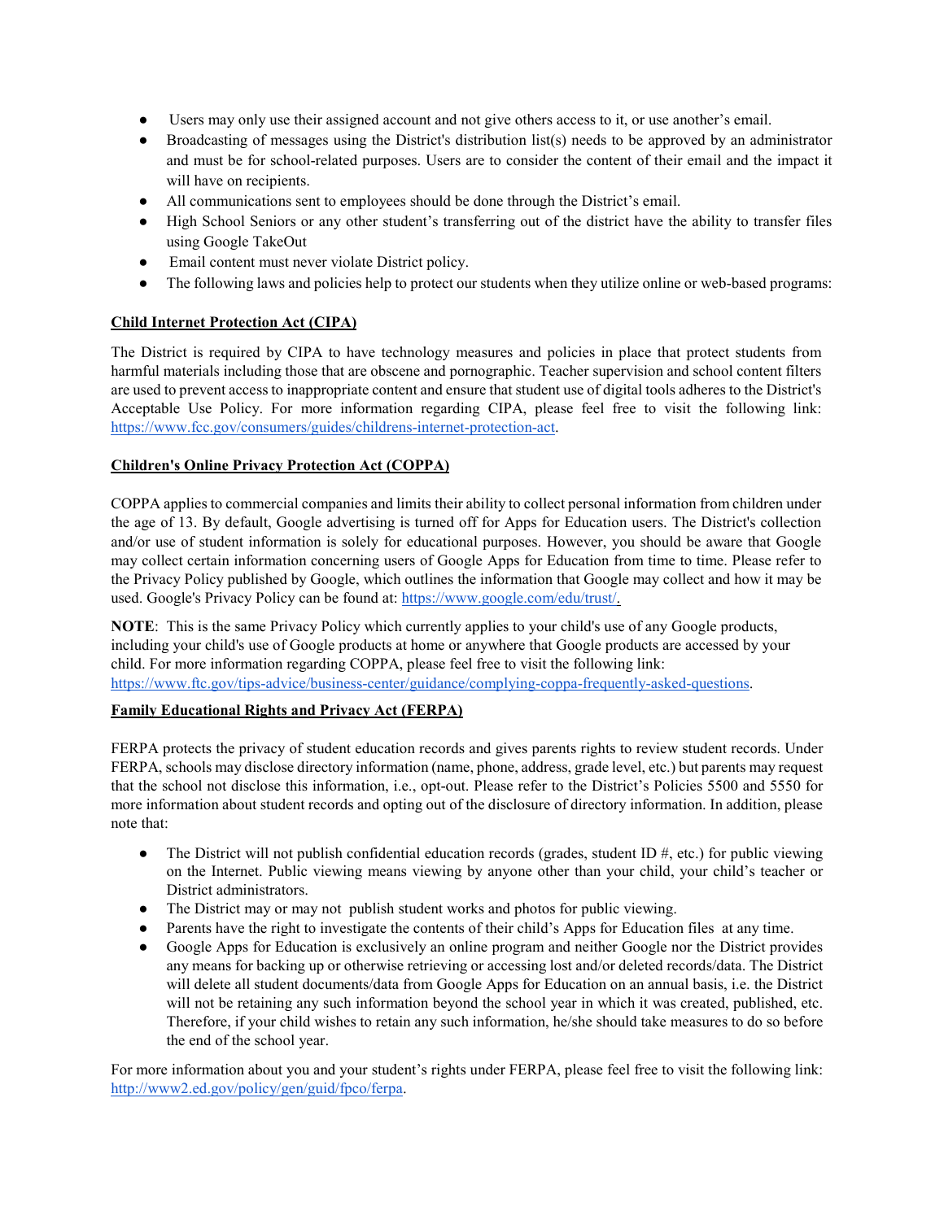- Users may only use their assigned account and not give others access to it, or use another's email.
- Broadcasting of messages using the District's distribution list(s) needs to be approved by an administrator and must be for school-related purposes. Users are to consider the content of their email and the impact it will have on recipients.
- All communications sent to employees should be done through the District's email.
- High School Seniors or any other student's transferring out of the district have the ability to transfer files using Google TakeOut
- Email content must never violate District policy.
- The following laws and policies help to protect our students when they utilize online or web-based programs:

**Child Internet Protection Act (CIPA)**

The District is required by CIPA to have technology measures and policies in place that protect students from harmful materials including those that are obscene and pornographic. Teacher supervision and school content filters are used to prevent access to inappropriate content and ensure that student use of digital tools adheres to the District's Acceptable Use Policy. For more information regarding CIPA, please feel free to visit the following link: https://www.fcc.gov/consumers/guides/childrens-internet-protection-act.

**Children's Online Privacy Protection Act (COPPA)**

COPPA applies to commercial companies and limits their ability to collect personal information from children under the age of 13. By default, Google advertising is turned off for Apps for Education users. The District's collection and/or use of student information is solely for educational purposes. However, you should be aware that Google may collect certain information concerning users of Google Apps for Education from time to time. Please refer to the Privacy Policy published by Google, which outlines the information that Google may collect and how it may be used. Google's Privacy Policy can be found at: https://www.google.com/edu/trust/.

**NOTE**: This is the same Privacy Policy which currently applies to your child's use of any Google products, including your child's use of Google products at home or anywhere that Google products are accessed by your child. For more information regarding COPPA, please feel free to visit the following link: https://www.ftc.gov/tips-advice/business-center/guidance/complying-coppa-frequently-asked-questions.

**Family Educational Rights and Privacy Act (FERPA)**

FERPA protects the privacy of student education records and gives parents rights to review student records. Under FERPA, schools may disclose directory information (name, phone, address, grade level, etc.) but parents may request that the school not disclose this information, i.e., opt-out. Please refer to the District's Policies 5500 and 5550 for more information about student records and opting out of the disclosure of directory information. In addition, please note that:

- The District will not publish confidential education records (grades, student ID #, etc.) for public viewing on the Internet. Public viewing means viewing by anyone other than your child, your child's teacher or District administrators.
- The District may or may not publish student works and photos for public viewing.
- Parents have the right to investigate the contents of their child's Apps for Education files at any time.
- Google Apps for Education is exclusively an online program and neither Google nor the District provides any means for backing up or otherwise retrieving or accessing lost and/or deleted records/data. The District will delete all student documents/data from Google Apps for Education on an annual basis, i.e. the District will not be retaining any such information beyond the school year in which it was created, published, etc. Therefore, if your child wishes to retain any such information, he/she should take measures to do so before the end of the school year.

For more information about you and your student's rights under FERPA, please feel free to visit the following link: http://www2.ed.gov/policy/gen/guid/fpco/ferpa.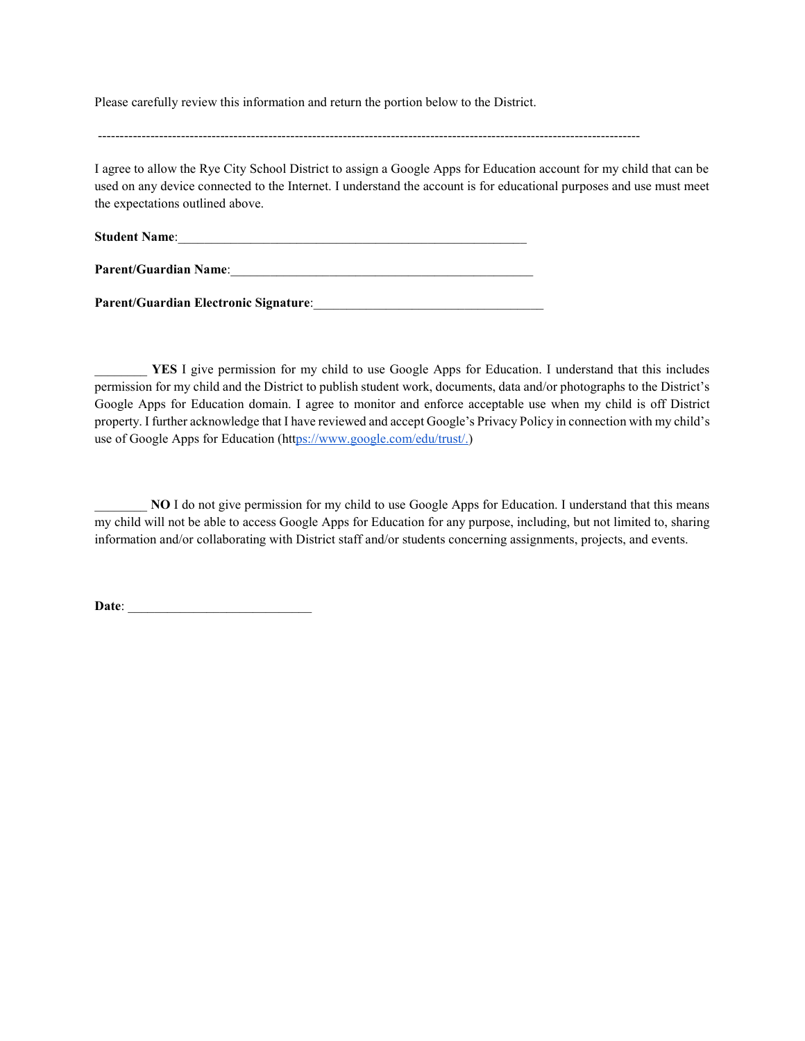Please carefully review this information and return the portion below to the District.

-----------------------------------------------------------------------------------------------------------------------------

I agree to allow the Rye City School District to assign a Google Apps for Education account for my child that can be used on any device connected to the Internet. I understand the account is for educational purposes and use must meet the expectations outlined above.

**Student Name**:_______________________________________________________

**Parent/Guardian Name**:________________________________________________

**Parent/Guardian Electronic Signature**:____________________________________

________ **YES** I give permission for my child to use Google Apps for Education. I understand that this includes permission for my child and the District to publish student work, documents, data and/or photographs to the District's Google Apps for Education domain. I agree to monitor and enforce acceptable use when my child is off District property. I further acknowledge that I have reviewed and accept Google's Privacy Policy in connection with my child's use of Google Apps for Education (https://www.google.com/edu/trust/.)

________ **NO** I do not give permission for my child to use Google Apps for Education. I understand that this means my child will not be able to access Google Apps for Education for any purpose, including, but not limited to, sharing information and/or collaborating with District staff and/or students concerning assignments, projects, and events.

**Date**: ____________________________